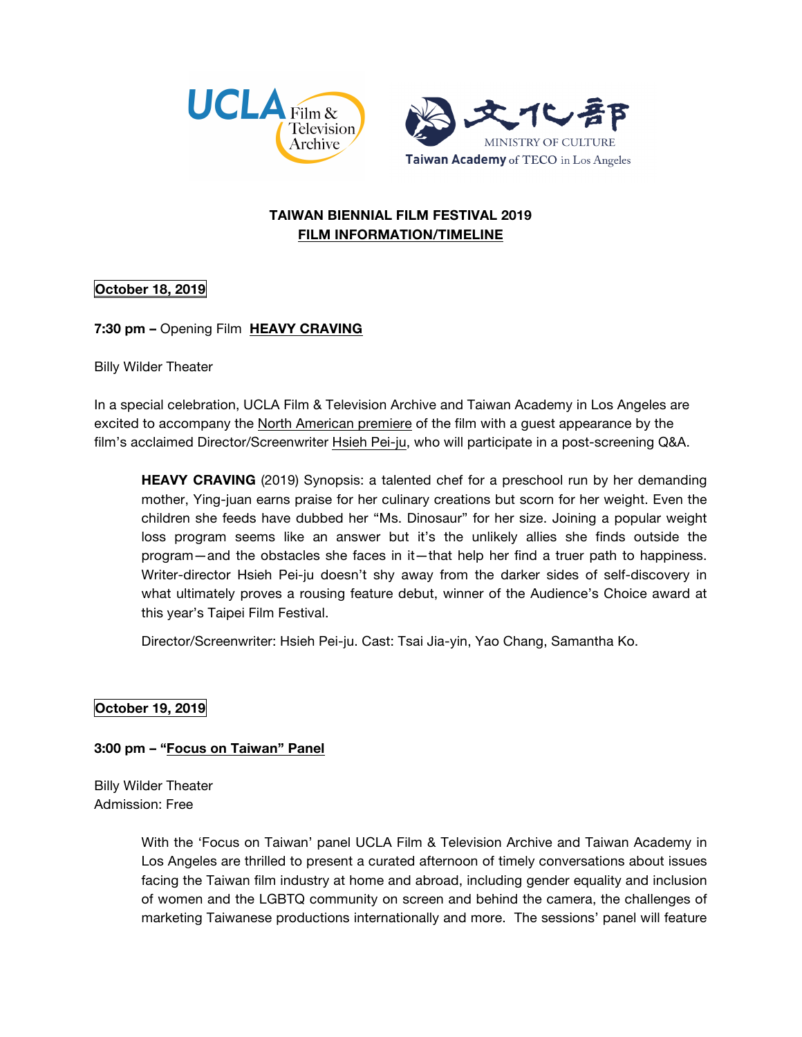UCLA Film & Television Archive

文化部 MINISTRY OF CULTURE
Taiwan Academy of TECO in Los Angeles

# TAIWAN BIENNIAL FILM FESTIVAL 2019
## FILM INFORMATION/TIMELINE

**October 18, 2019**

**7:30 pm –** Opening Film **HEAVY CRAVING**

Billy Wilder Theater

In a special celebration, UCLA Film & Television Archive and Taiwan Academy in Los Angeles are excited to accompany the North American premiere of the film with a guest appearance by the film's acclaimed Director/Screenwriter Hsieh Pei-ju, who will participate in a post-screening Q&A.

> **HEAVY CRAVING** (2019) Synopsis: a talented chef for a preschool run by her demanding mother, Ying-juan earns praise for her culinary creations but scorn for her weight. Even the children she feeds have dubbed her "Ms. Dinosaur" for her size. Joining a popular weight loss program seems like an answer but it's the unlikely allies she finds outside the program—and the obstacles she faces in it—that help her find a truer path to happiness. Writer-director Hsieh Pei-ju doesn't shy away from the darker sides of self-discovery in what ultimately proves a rousing feature debut, winner of the Audience's Choice award at this year's Taipei Film Festival.
>
> Director/Screenwriter: Hsieh Pei-ju. Cast: Tsai Jia-yin, Yao Chang, Samantha Ko.

**October 19, 2019**

**3:00 pm – "Focus on Taiwan" Panel**

Billy Wilder Theater
Admission: Free

> With the 'Focus on Taiwan' panel UCLA Film & Television Archive and Taiwan Academy in Los Angeles are thrilled to present a curated afternoon of timely conversations about issues facing the Taiwan film industry at home and abroad, including gender equality and inclusion of women and the LGBTQ community on screen and behind the camera, the challenges of marketing Taiwanese productions internationally and more. The sessions' panel will feature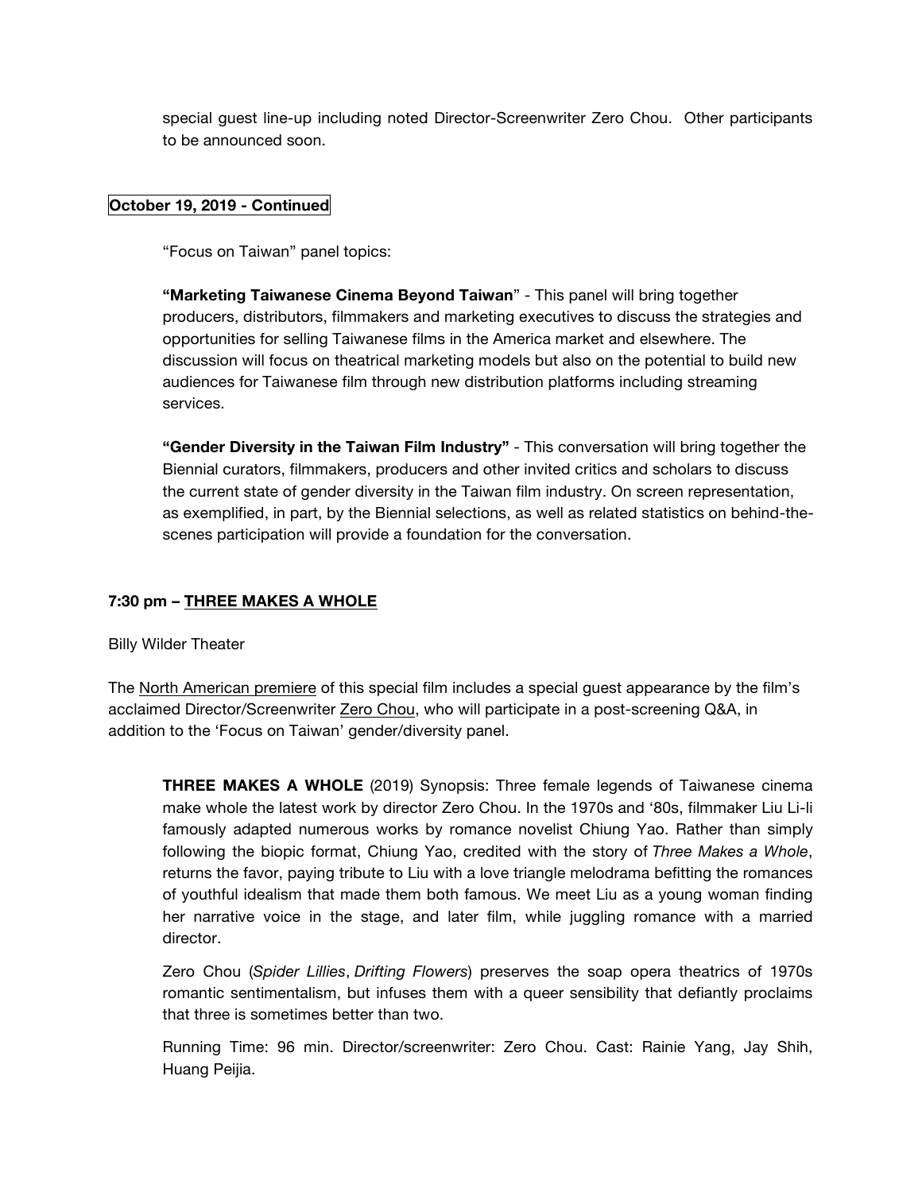special guest line-up including noted Director-Screenwriter Zero Chou. Other participants to be announced soon.

**October 19, 2019 - Continued**

"Focus on Taiwan" panel topics:

**"Marketing Taiwanese Cinema Beyond Taiwan**" - This panel will bring together producers, distributors, filmmakers and marketing executives to discuss the strategies and opportunities for selling Taiwanese films in the America market and elsewhere. The discussion will focus on theatrical marketing models but also on the potential to build new audiences for Taiwanese film through new distribution platforms including streaming services.

**"Gender Diversity in the Taiwan Film Industry"** - This conversation will bring together the Biennial curators, filmmakers, producers and other invited critics and scholars to discuss the current state of gender diversity in the Taiwan film industry. On screen representation, as exemplified, in part, by the Biennial selections, as well as related statistics on behind-the-scenes participation will provide a foundation for the conversation.

**7:30 pm – THREE MAKES A WHOLE**

Billy Wilder Theater

The North American premiere of this special film includes a special guest appearance by the film's acclaimed Director/Screenwriter Zero Chou, who will participate in a post-screening Q&A, in addition to the 'Focus on Taiwan' gender/diversity panel.

**THREE MAKES A WHOLE** (2019) Synopsis: Three female legends of Taiwanese cinema make whole the latest work by director Zero Chou. In the 1970s and '80s, filmmaker Liu Li-li famously adapted numerous works by romance novelist Chiung Yao. Rather than simply following the biopic format, Chiung Yao, credited with the story of *Three Makes a Whole*, returns the favor, paying tribute to Liu with a love triangle melodrama befitting the romances of youthful idealism that made them both famous. We meet Liu as a young woman finding her narrative voice in the stage, and later film, while juggling romance with a married director.

Zero Chou (*Spider Lillies*, *Drifting Flowers*) preserves the soap opera theatrics of 1970s romantic sentimentalism, but infuses them with a queer sensibility that defiantly proclaims that three is sometimes better than two.

Running Time: 96 min. Director/screenwriter: Zero Chou. Cast: Rainie Yang, Jay Shih, Huang Peijia.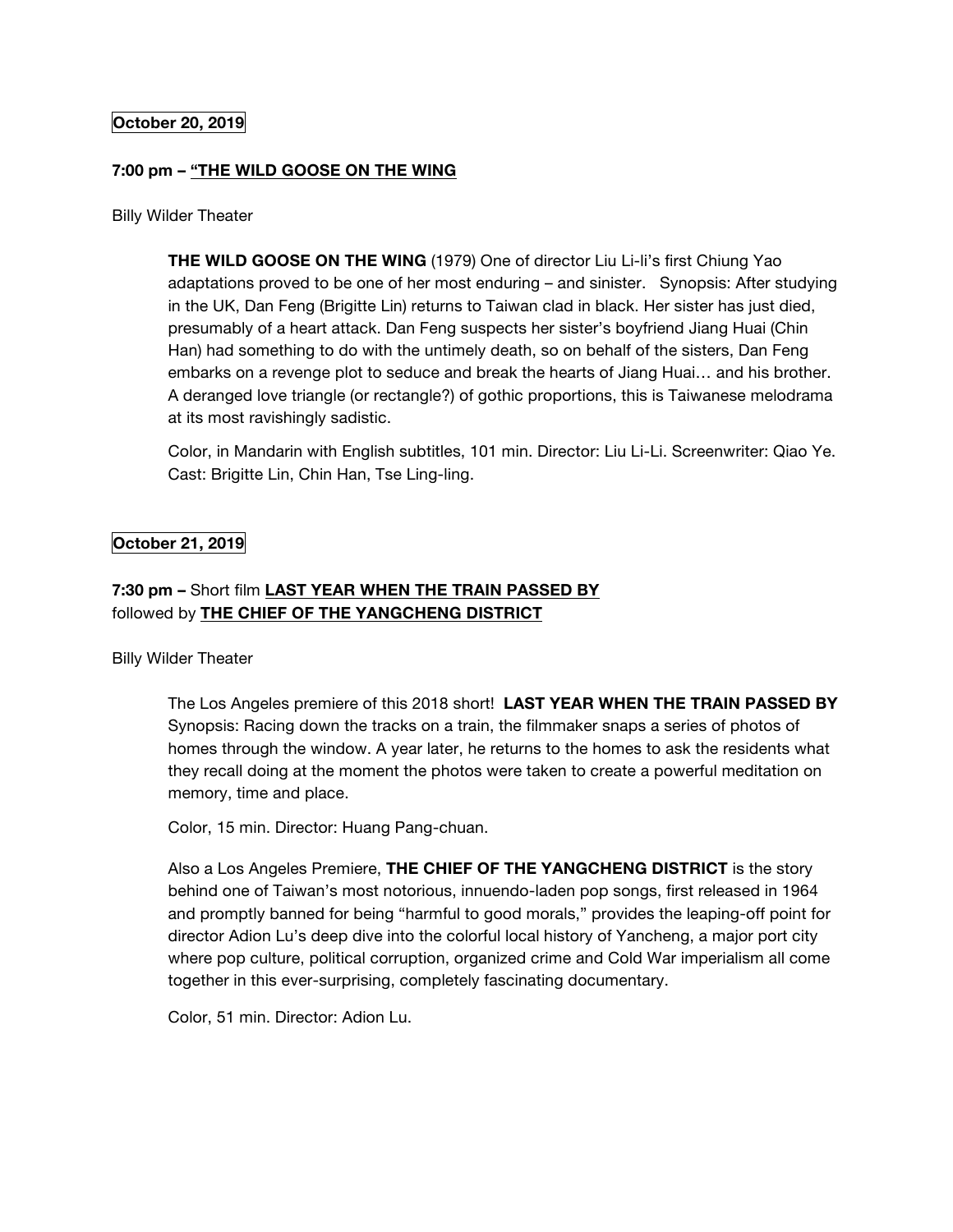**October 20, 2019**

**7:00 pm – "THE WILD GOOSE ON THE WING**

Billy Wilder Theater

> **THE WILD GOOSE ON THE WING** (1979) One of director Liu Li-li's first Chiung Yao adaptations proved to be one of her most enduring – and sinister. Synopsis: After studying in the UK, Dan Feng (Brigitte Lin) returns to Taiwan clad in black. Her sister has just died, presumably of a heart attack. Dan Feng suspects her sister's boyfriend Jiang Huai (Chin Han) had something to do with the untimely death, so on behalf of the sisters, Dan Feng embarks on a revenge plot to seduce and break the hearts of Jiang Huai… and his brother. A deranged love triangle (or rectangle?) of gothic proportions, this is Taiwanese melodrama at its most ravishingly sadistic.
>
> Color, in Mandarin with English subtitles, 101 min. Director: Liu Li-Li. Screenwriter: Qiao Ye. Cast: Brigitte Lin, Chin Han, Tse Ling-ling.

**October 21, 2019**

**7:30 pm –** Short film **LAST YEAR WHEN THE TRAIN PASSED BY** followed by **THE CHIEF OF THE YANGCHENG DISTRICT**

Billy Wilder Theater

> The Los Angeles premiere of this 2018 short! **LAST YEAR WHEN THE TRAIN PASSED BY** Synopsis: Racing down the tracks on a train, the filmmaker snaps a series of photos of homes through the window. A year later, he returns to the homes to ask the residents what they recall doing at the moment the photos were taken to create a powerful meditation on memory, time and place.
>
> Color, 15 min. Director: Huang Pang-chuan.
>
> Also a Los Angeles Premiere, **THE CHIEF OF THE YANGCHENG DISTRICT** is the story behind one of Taiwan's most notorious, innuendo-laden pop songs, first released in 1964 and promptly banned for being "harmful to good morals," provides the leaping-off point for director Adion Lu's deep dive into the colorful local history of Yancheng, a major port city where pop culture, political corruption, organized crime and Cold War imperialism all come together in this ever-surprising, completely fascinating documentary.
>
> Color, 51 min. Director: Adion Lu.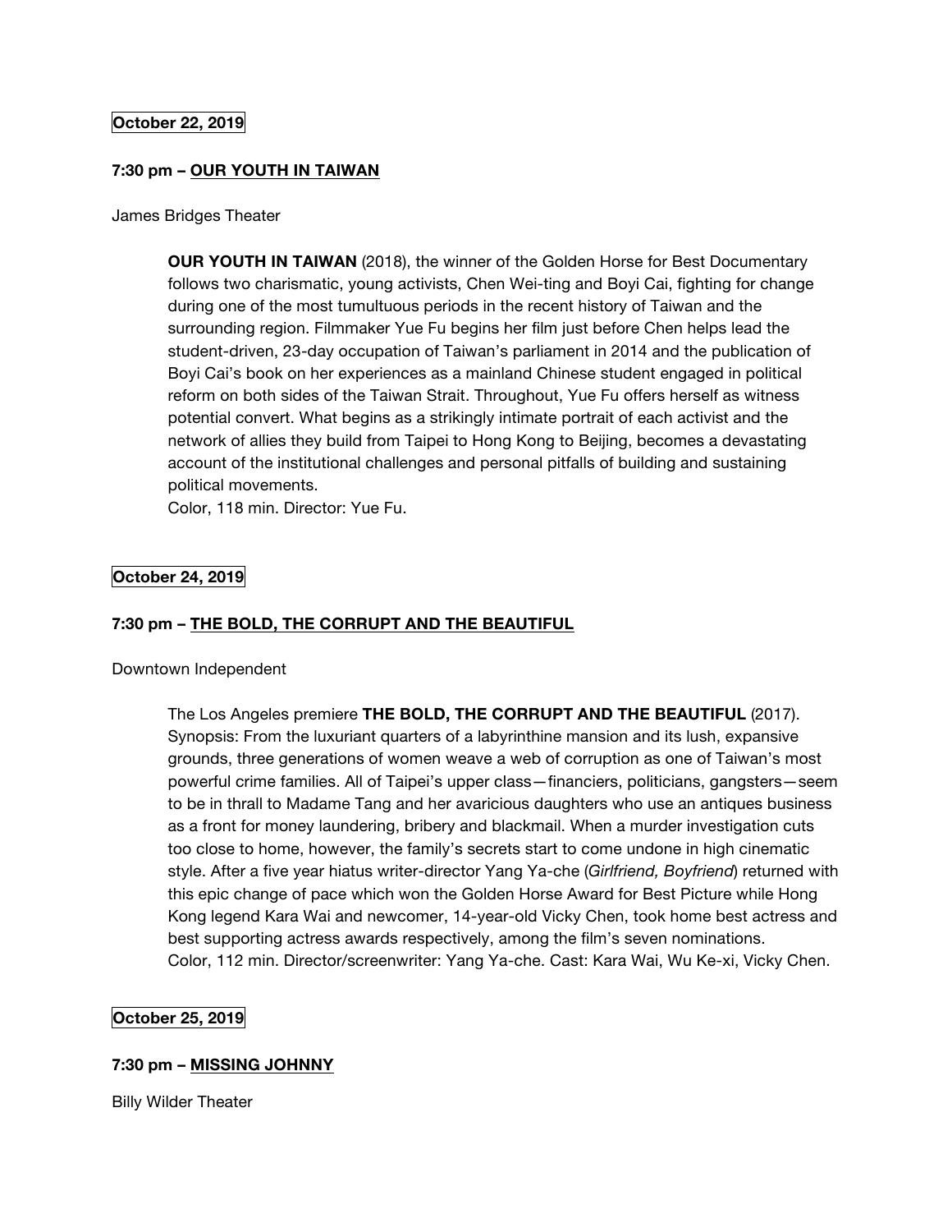**October 22, 2019**

**7:30 pm – OUR YOUTH IN TAIWAN**

James Bridges Theater

> **OUR YOUTH IN TAIWAN** (2018), the winner of the Golden Horse for Best Documentary follows two charismatic, young activists, Chen Wei-ting and Boyi Cai, fighting for change during one of the most tumultuous periods in the recent history of Taiwan and the surrounding region. Filmmaker Yue Fu begins her film just before Chen helps lead the student-driven, 23-day occupation of Taiwan's parliament in 2014 and the publication of Boyi Cai's book on her experiences as a mainland Chinese student engaged in political reform on both sides of the Taiwan Strait. Throughout, Yue Fu offers herself as witness potential convert. What begins as a strikingly intimate portrait of each activist and the network of allies they build from Taipei to Hong Kong to Beijing, becomes a devastating account of the institutional challenges and personal pitfalls of building and sustaining political movements.
> Color, 118 min. Director: Yue Fu.

**October 24, 2019**

**7:30 pm – THE BOLD, THE CORRUPT AND THE BEAUTIFUL**

Downtown Independent

> The Los Angeles premiere **THE BOLD, THE CORRUPT AND THE BEAUTIFUL** (2017). Synopsis: From the luxuriant quarters of a labyrinthine mansion and its lush, expansive grounds, three generations of women weave a web of corruption as one of Taiwan's most powerful crime families. All of Taipei's upper class—financiers, politicians, gangsters—seem to be in thrall to Madame Tang and her avaricious daughters who use an antiques business as a front for money laundering, bribery and blackmail. When a murder investigation cuts too close to home, however, the family's secrets start to come undone in high cinematic style. After a five year hiatus writer-director Yang Ya-che (*Girlfriend, Boyfriend*) returned with this epic change of pace which won the Golden Horse Award for Best Picture while Hong Kong legend Kara Wai and newcomer, 14-year-old Vicky Chen, took home best actress and best supporting actress awards respectively, among the film's seven nominations.
> Color, 112 min. Director/screenwriter: Yang Ya-che. Cast: Kara Wai, Wu Ke-xi, Vicky Chen.

**October 25, 2019**

**7:30 pm – MISSING JOHNNY**

Billy Wilder Theater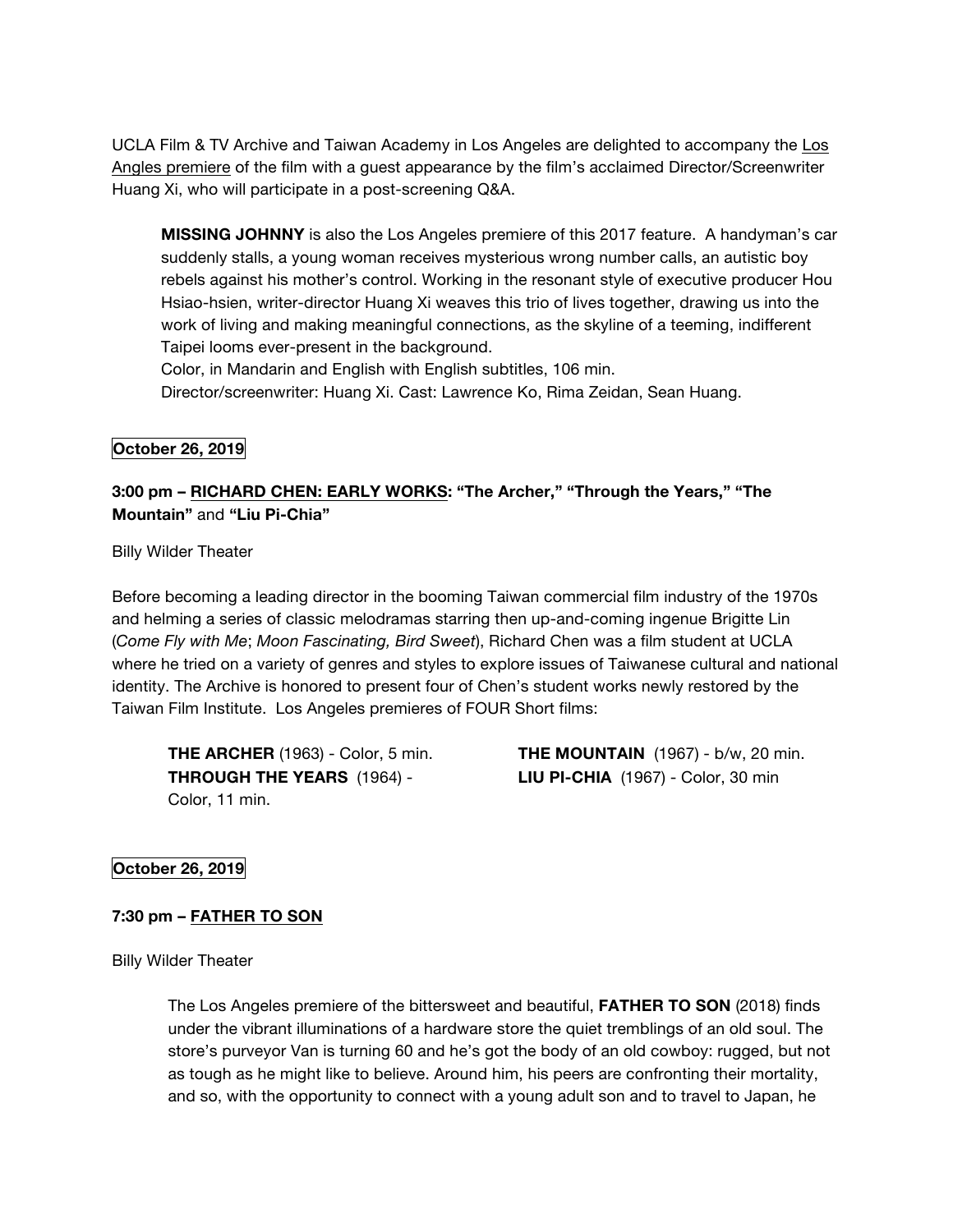UCLA Film & TV Archive and Taiwan Academy in Los Angeles are delighted to accompany the Los Angles premiere of the film with a guest appearance by the film's acclaimed Director/Screenwriter Huang Xi, who will participate in a post-screening Q&A.

> **MISSING JOHNNY** is also the Los Angeles premiere of this 2017 feature. A handyman's car suddenly stalls, a young woman receives mysterious wrong number calls, an autistic boy rebels against his mother's control. Working in the resonant style of executive producer Hou Hsiao-hsien, writer-director Huang Xi weaves this trio of lives together, drawing us into the work of living and making meaningful connections, as the skyline of a teeming, indifferent Taipei looms ever-present in the background.
> Color, in Mandarin and English with English subtitles, 106 min.
> Director/screenwriter: Huang Xi. Cast: Lawrence Ko, Rima Zeidan, Sean Huang.

**October 26, 2019**

**3:00 pm – RICHARD CHEN: EARLY WORKS: "The Archer," "Through the Years," "The Mountain"** and **"Liu Pi-Chia"**

Billy Wilder Theater

Before becoming a leading director in the booming Taiwan commercial film industry of the 1970s and helming a series of classic melodramas starring then up-and-coming ingenue Brigitte Lin (*Come Fly with Me*; *Moon Fascinating, Bird Sweet*), Richard Chen was a film student at UCLA where he tried on a variety of genres and styles to explore issues of Taiwanese cultural and national identity. The Archive is honored to present four of Chen's student works newly restored by the Taiwan Film Institute. Los Angeles premieres of FOUR Short films:

> **THE ARCHER** (1963) - Color, 5 min.
> **THROUGH THE YEARS** (1964) - Color, 11 min.
> **THE MOUNTAIN** (1967) - b/w, 20 min.
> **LIU PI-CHIA** (1967) - Color, 30 min

**October 26, 2019**

**7:30 pm – FATHER TO SON**

Billy Wilder Theater

> The Los Angeles premiere of the bittersweet and beautiful, **FATHER TO SON** (2018) finds under the vibrant illuminations of a hardware store the quiet tremblings of an old soul. The store's purveyor Van is turning 60 and he's got the body of an old cowboy: rugged, but not as tough as he might like to believe. Around him, his peers are confronting their mortality, and so, with the opportunity to connect with a young adult son and to travel to Japan, he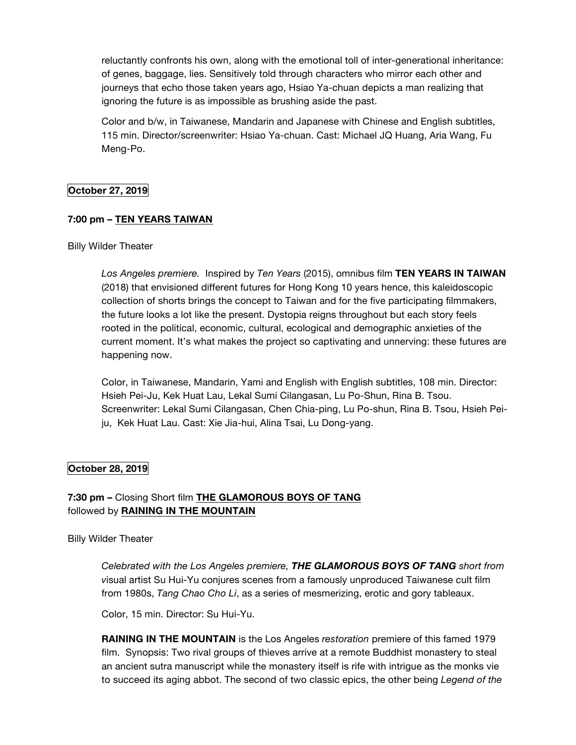reluctantly confronts his own, along with the emotional toll of inter-generational inheritance: of genes, baggage, lies. Sensitively told through characters who mirror each other and journeys that echo those taken years ago, Hsiao Ya-chuan depicts a man realizing that ignoring the future is as impossible as brushing aside the past.

Color and b/w, in Taiwanese, Mandarin and Japanese with Chinese and English subtitles, 115 min. Director/screenwriter: Hsiao Ya-chuan. Cast: Michael JQ Huang, Aria Wang, Fu Meng-Po.

**October 27, 2019**

**7:00 pm – TEN YEARS TAIWAN**

Billy Wilder Theater

*Los Angeles premiere.* Inspired by *Ten Years* (2015), omnibus film **TEN YEARS IN TAIWAN** (2018) that envisioned different futures for Hong Kong 10 years hence, this kaleidoscopic collection of shorts brings the concept to Taiwan and for the five participating filmmakers, the future looks a lot like the present. Dystopia reigns throughout but each story feels rooted in the political, economic, cultural, ecological and demographic anxieties of the current moment. It's what makes the project so captivating and unnerving: these futures are happening now.

Color, in Taiwanese, Mandarin, Yami and English with English subtitles, 108 min. Director: Hsieh Pei-Ju, Kek Huat Lau, Lekal Sumi Cilangasan, Lu Po-Shun, Rina B. Tsou. Screenwriter: Lekal Sumi Cilangasan, Chen Chia-ping, Lu Po-shun, Rina B. Tsou, Hsieh Pei-ju, Kek Huat Lau. Cast: Xie Jia-hui, Alina Tsai, Lu Dong-yang.

**October 28, 2019**

**7:30 pm –** Closing Short film **THE GLAMOROUS BOYS OF TANG** followed by **RAINING IN THE MOUNTAIN**

Billy Wilder Theater

*Celebrated with the Los Angeles premiere, **THE GLAMOROUS BOYS OF TANG** short from v*isual artist Su Hui-Yu conjures scenes from a famously unproduced Taiwanese cult film from 1980s, *Tang Chao Cho Li*, as a series of mesmerizing, erotic and gory tableaux.

Color, 15 min. Director: Su Hui-Yu.

**RAINING IN THE MOUNTAIN** is the Los Angeles *restoration* premiere of this famed 1979 film. Synopsis: Two rival groups of thieves arrive at a remote Buddhist monastery to steal an ancient sutra manuscript while the monastery itself is rife with intrigue as the monks vie to succeed its aging abbot. The second of two classic epics, the other being *Legend of the*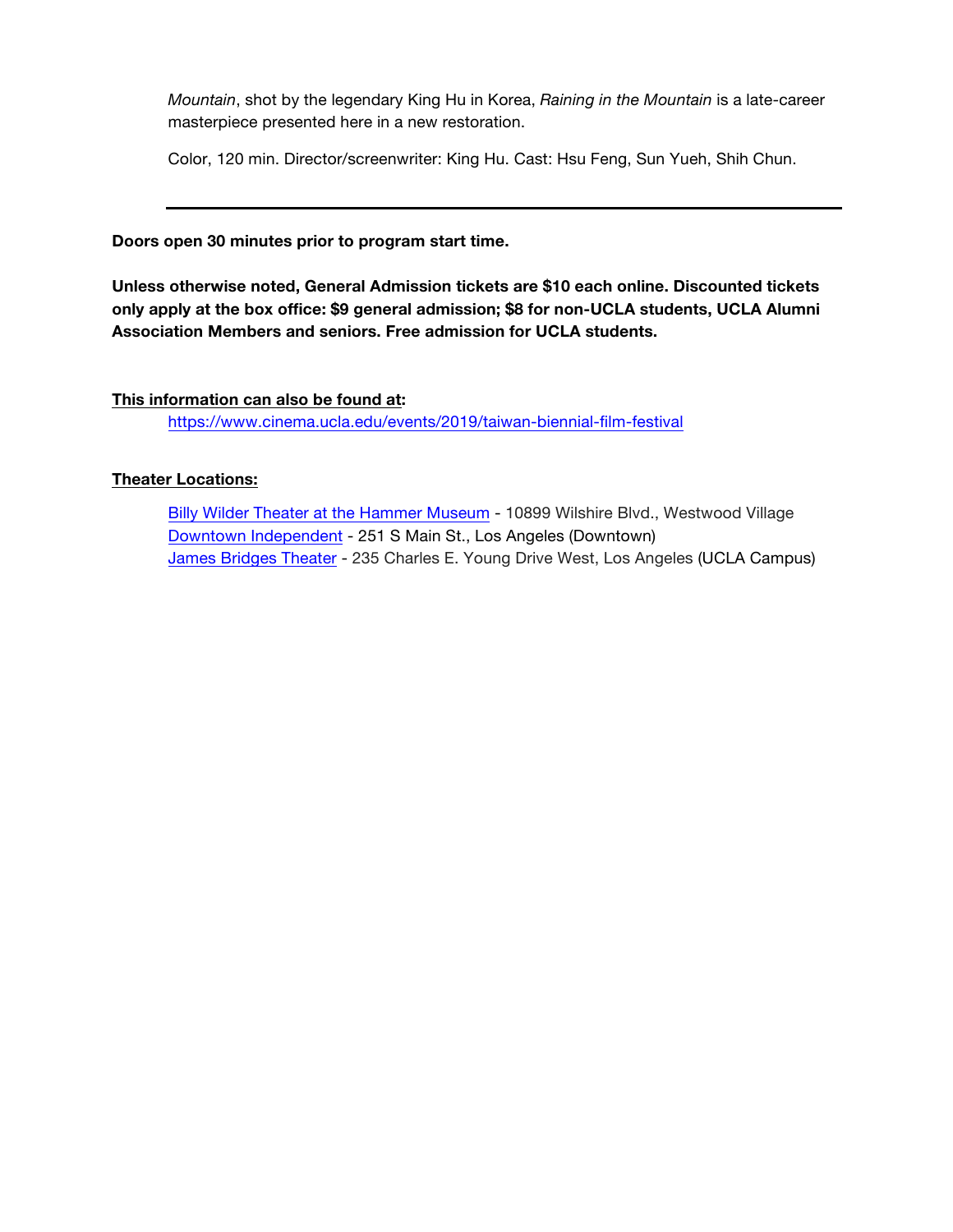*Mountain*, shot by the legendary King Hu in Korea, *Raining in the Mountain* is a late-career masterpiece presented here in a new restoration.

Color, 120 min. Director/screenwriter: King Hu. Cast: Hsu Feng, Sun Yueh, Shih Chun.

---

**Doors open 30 minutes prior to program start time.**

**Unless otherwise noted, General Admission tickets are $10 each online. Discounted tickets only apply at the box office: $9 general admission; $8 for non-UCLA students, UCLA Alumni Association Members and seniors. Free admission for UCLA students.**

**This information can also be found at:**

[https://www.cinema.ucla.edu/events/2019/taiwan-biennial-film-festival](https://www.cinema.ucla.edu/events/2019/taiwan-biennial-film-festival)

**Theater Locations:**

Billy Wilder Theater at the Hammer Museum - 10899 Wilshire Blvd., Westwood Village
Downtown Independent - 251 S Main St., Los Angeles (Downtown)
James Bridges Theater - 235 Charles E. Young Drive West, Los Angeles (UCLA Campus)